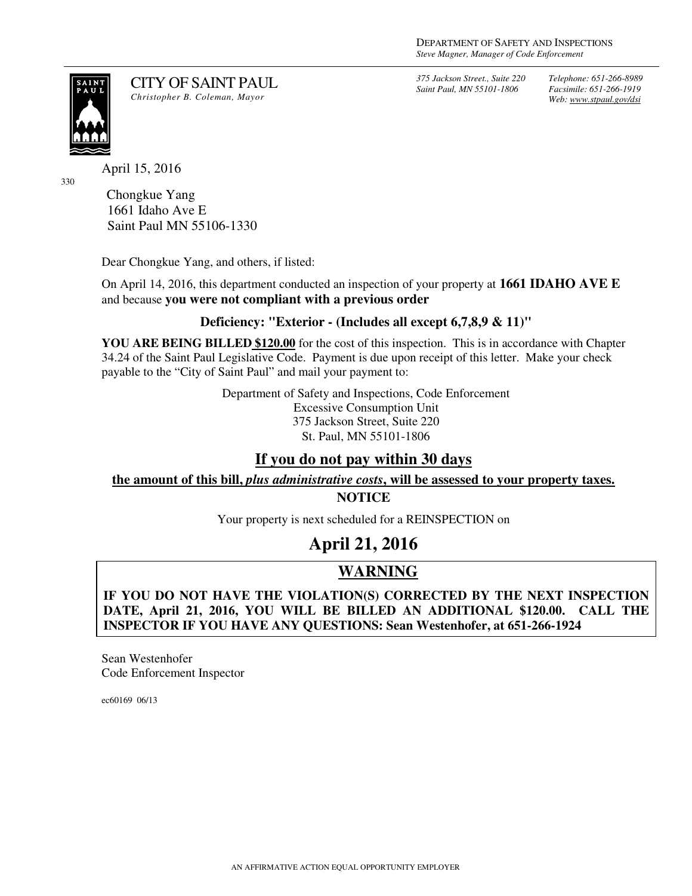DEPARTMENT OF SAFETY AND INSPECTIONS
*Steve Magner, Manager of Code Enforcement*

CITY OF SAINT PAUL
*Christopher B. Coleman, Mayor*

*375 Jackson Street., Suite 220*
*Saint Paul, MN 55101-1806*

*Telephone: 651-266-8989*
*Facsimile: 651-266-1919*
*Web: www.stpaul.gov/dsi*

April 15, 2016

330

Chongkue Yang
1661 Idaho Ave E
Saint Paul MN 55106-1330

Dear Chongkue Yang, and others, if listed:

On April 14, 2016, this department conducted an inspection of your property at **1661 IDAHO AVE E** and because **you were not compliant with a previous order**

**Deficiency: "Exterior - (Includes all except 6,7,8,9 & 11)"**

**YOU ARE BEING BILLED $120.00** for the cost of this inspection. This is in accordance with Chapter 34.24 of the Saint Paul Legislative Code. Payment is due upon receipt of this letter. Make your check payable to the "City of Saint Paul" and mail your payment to:

Department of Safety and Inspections, Code Enforcement
Excessive Consumption Unit
375 Jackson Street, Suite 220
St. Paul, MN 55101-1806

## If you do not pay within 30 days

**the amount of this bill, *plus administrative costs*, will be assessed to your property taxes.**

**NOTICE**

Your property is next scheduled for a REINSPECTION on

# April 21, 2016

## WARNING

**IF YOU DO NOT HAVE THE VIOLATION(S) CORRECTED BY THE NEXT INSPECTION DATE, April 21, 2016, YOU WILL BE BILLED AN ADDITIONAL $120.00. CALL THE INSPECTOR IF YOU HAVE ANY QUESTIONS: Sean Westenhofer, at 651-266-1924**

Sean Westenhofer
Code Enforcement Inspector

ec60169 06/13

AN AFFIRMATIVE ACTION EQUAL OPPORTUNITY EMPLOYER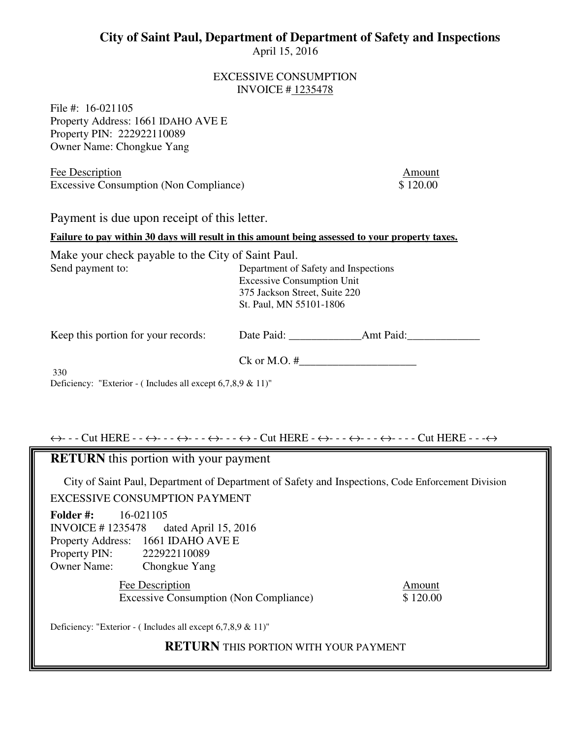# City of Saint Paul, Department of Department of Safety and Inspections

April 15, 2016

EXCESSIVE CONSUMPTION
INVOICE # 1235478

File #: 16-021105
Property Address: 1661 IDAHO AVE E
Property PIN: 222922110089
Owner Name: Chongkue Yang

| Fee Description | Amount |
| --- | --- |
| Excessive Consumption (Non Compliance) | $ 120.00 |

Payment is due upon receipt of this letter.

**Failure to pay within 30 days will result in this amount being assessed to your property taxes.**

Make your check payable to the City of Saint Paul.

Send payment to:

Department of Safety and Inspections
Excessive Consumption Unit
375 Jackson Street, Suite 220
St. Paul, MN 55101-1806

Keep this portion for your records: Date Paid: _____________ Amt Paid: _____________

Ck or M.O. # _____________________

330
Deficiency: "Exterior - ( Includes all except 6,7,8,9 & 11)"

↔- - - Cut HERE - - ↔- - - ↔- - - ↔- - - ↔ - Cut HERE - ↔- - - ↔- - - ↔- - - - Cut HERE - - -↔

**RETURN** this portion with your payment

City of Saint Paul, Department of Department of Safety and Inspections, Code Enforcement Division

EXCESSIVE CONSUMPTION PAYMENT

**Folder #:** 16-021105
INVOICE # 1235478 dated April 15, 2016
Property Address: 1661 IDAHO AVE E
Property PIN: 222922110089
Owner Name: Chongkue Yang

| Fee Description | Amount |
| --- | --- |
| Excessive Consumption (Non Compliance) | $ 120.00 |

Deficiency: "Exterior - ( Includes all except 6,7,8,9 & 11)"

**RETURN** THIS PORTION WITH YOUR PAYMENT